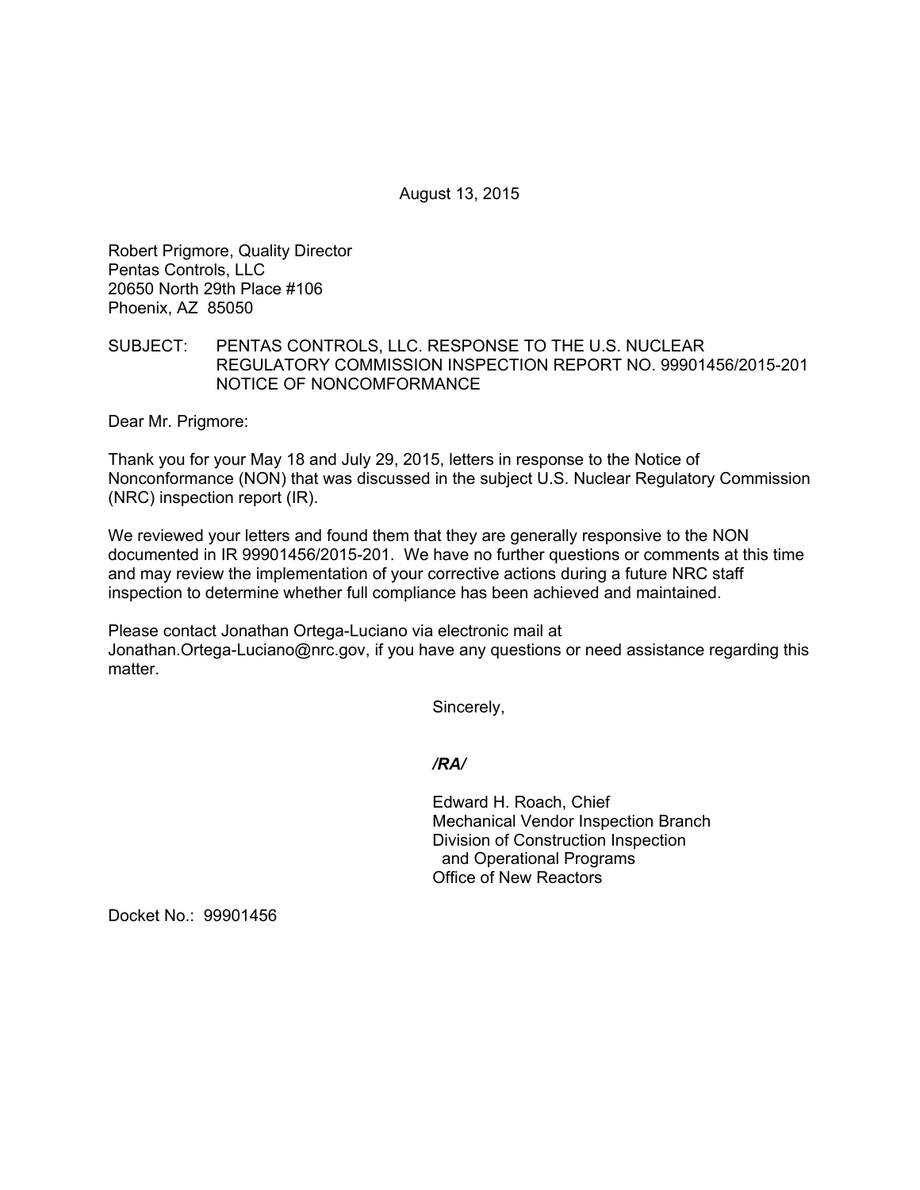August 13, 2015

Robert Prigmore, Quality Director
Pentas Controls, LLC
20650 North 29th Place #106
Phoenix, AZ 85050

SUBJECT: PENTAS CONTROLS, LLC. RESPONSE TO THE U.S. NUCLEAR REGULATORY COMMISSION INSPECTION REPORT NO. 99901456/2015-201 NOTICE OF NONCOMFORMANCE

Dear Mr. Prigmore:

Thank you for your May 18 and July 29, 2015, letters in response to the Notice of Nonconformance (NON) that was discussed in the subject U.S. Nuclear Regulatory Commission (NRC) inspection report (IR).

We reviewed your letters and found them that they are generally responsive to the NON documented in IR 99901456/2015-201. We have no further questions or comments at this time and may review the implementation of your corrective actions during a future NRC staff inspection to determine whether full compliance has been achieved and maintained.

Please contact Jonathan Ortega-Luciano via electronic mail at Jonathan.Ortega-Luciano@nrc.gov, if you have any questions or need assistance regarding this matter.

Sincerely,

*/RA/*

Edward H. Roach, Chief
Mechanical Vendor Inspection Branch
Division of Construction Inspection
and Operational Programs
Office of New Reactors

Docket No.: 99901456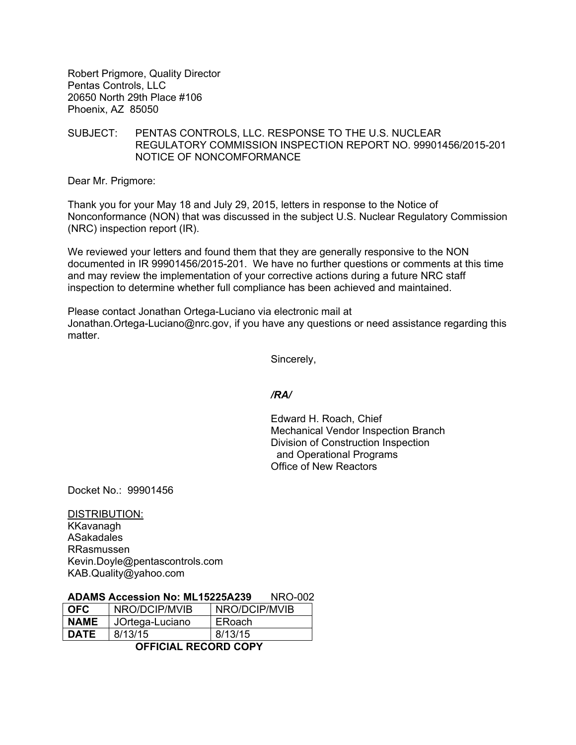Robert Prigmore, Quality Director
Pentas Controls, LLC
20650 North 29th Place #106
Phoenix, AZ 85050

SUBJECT: PENTAS CONTROLS, LLC. RESPONSE TO THE U.S. NUCLEAR REGULATORY COMMISSION INSPECTION REPORT NO. 99901456/2015-201 NOTICE OF NONCOMFORMANCE

Dear Mr. Prigmore:

Thank you for your May 18 and July 29, 2015, letters in response to the Notice of Nonconformance (NON) that was discussed in the subject U.S. Nuclear Regulatory Commission (NRC) inspection report (IR).

We reviewed your letters and found them that they are generally responsive to the NON documented in IR 99901456/2015-201. We have no further questions or comments at this time and may review the implementation of your corrective actions during a future NRC staff inspection to determine whether full compliance has been achieved and maintained.

Please contact Jonathan Ortega-Luciano via electronic mail at Jonathan.Ortega-Luciano@nrc.gov, if you have any questions or need assistance regarding this matter.

Sincerely,

*/RA/*

Edward H. Roach, Chief
Mechanical Vendor Inspection Branch
Division of Construction Inspection
and Operational Programs
Office of New Reactors

Docket No.: 99901456

DISTRIBUTION:
KKavanagh
ASakadales
RRasmussen
Kevin.Doyle@pentascontrols.com
KAB.Quality@yahoo.com

**ADAMS Accession No: ML15225A239** NRO-002

| **OFC** | NRO/DCIP/MVIB | NRO/DCIP/MVIB |
|---|---|---|
| **NAME** | JOrtega-Luciano | ERoach |
| **DATE** | 8/13/15 | 8/13/15 |

**OFFICIAL RECORD COPY**